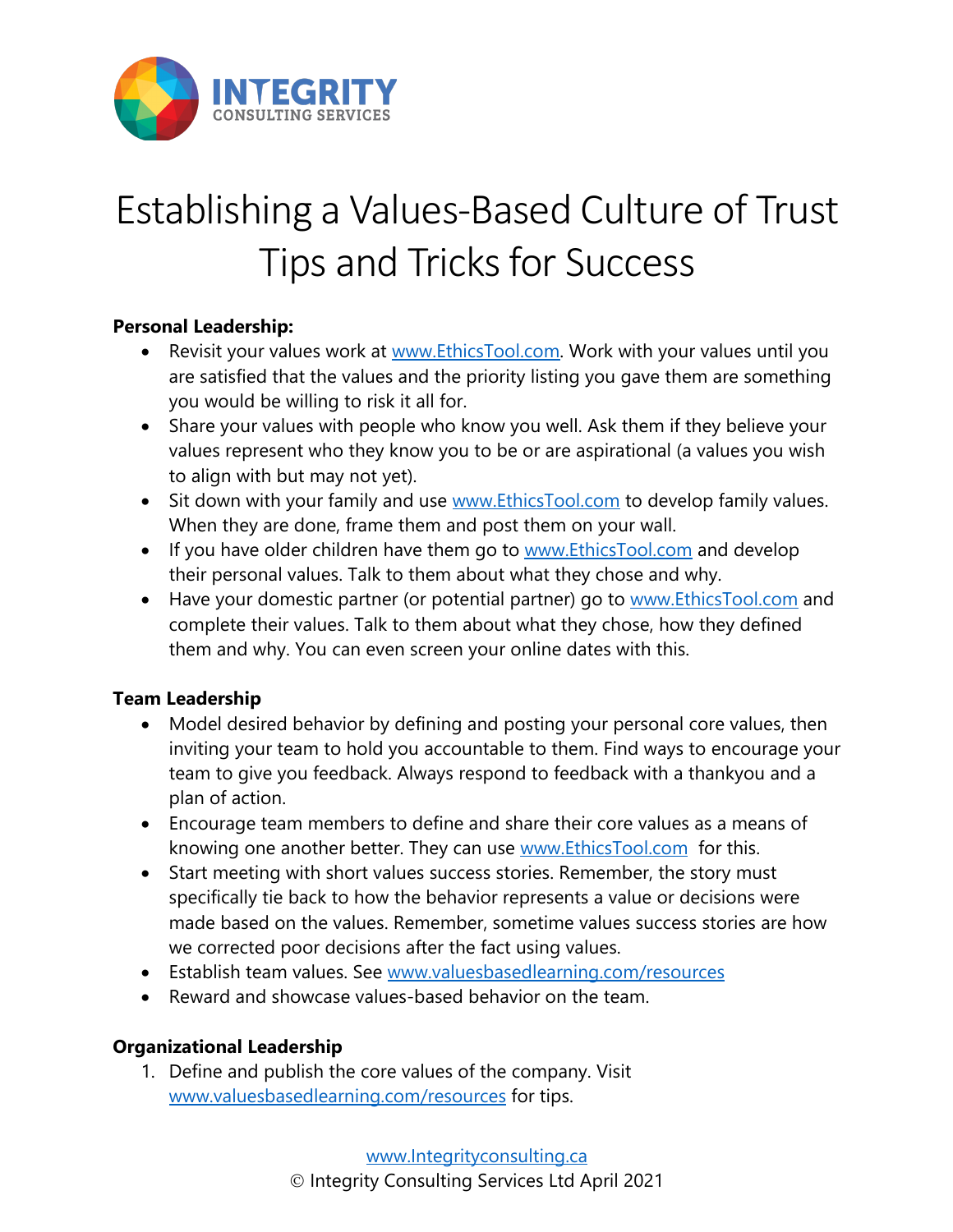INTEGRITY
CONSULTING SERVICES

# Establishing a Values-Based Culture of Trust
# Tips and Tricks for Success

**Personal Leadership:**

- Revisit your values work at [www.EthicsTool.com](http://www.EthicsTool.com). Work with your values until you are satisfied that the values and the priority listing you gave them are something you would be willing to risk it all for.
- Share your values with people who know you well. Ask them if they believe your values represent who they know you to be or are aspirational (a values you wish to align with but may not yet).
- Sit down with your family and use [www.EthicsTool.com](http://www.EthicsTool.com) to develop family values. When they are done, frame them and post them on your wall.
- If you have older children have them go to [www.EthicsTool.com](http://www.EthicsTool.com) and develop their personal values. Talk to them about what they chose and why.
- Have your domestic partner (or potential partner) go to [www.EthicsTool.com](http://www.EthicsTool.com) and complete their values. Talk to them about what they chose, how they defined them and why. You can even screen your online dates with this.

**Team Leadership**

- Model desired behavior by defining and posting your personal core values, then inviting your team to hold you accountable to them. Find ways to encourage your team to give you feedback. Always respond to feedback with a thankyou and a plan of action.
- Encourage team members to define and share their core values as a means of knowing one another better. They can use [www.EthicsTool.com](http://www.EthicsTool.com) for this.
- Start meeting with short values success stories. Remember, the story must specifically tie back to how the behavior represents a value or decisions were made based on the values. Remember, sometime values success stories are how we corrected poor decisions after the fact using values.
- Establish team values. See [www.valuesbasedlearning.com/resources](http://www.valuesbasedlearning.com/resources)
- Reward and showcase values-based behavior on the team.

**Organizational Leadership**

1. Define and publish the core values of the company. Visit [www.valuesbasedlearning.com/resources](http://www.valuesbasedlearning.com/resources) for tips.

[www.Integrityconsulting.ca](http://www.Integrityconsulting.ca)
© Integrity Consulting Services Ltd April 2021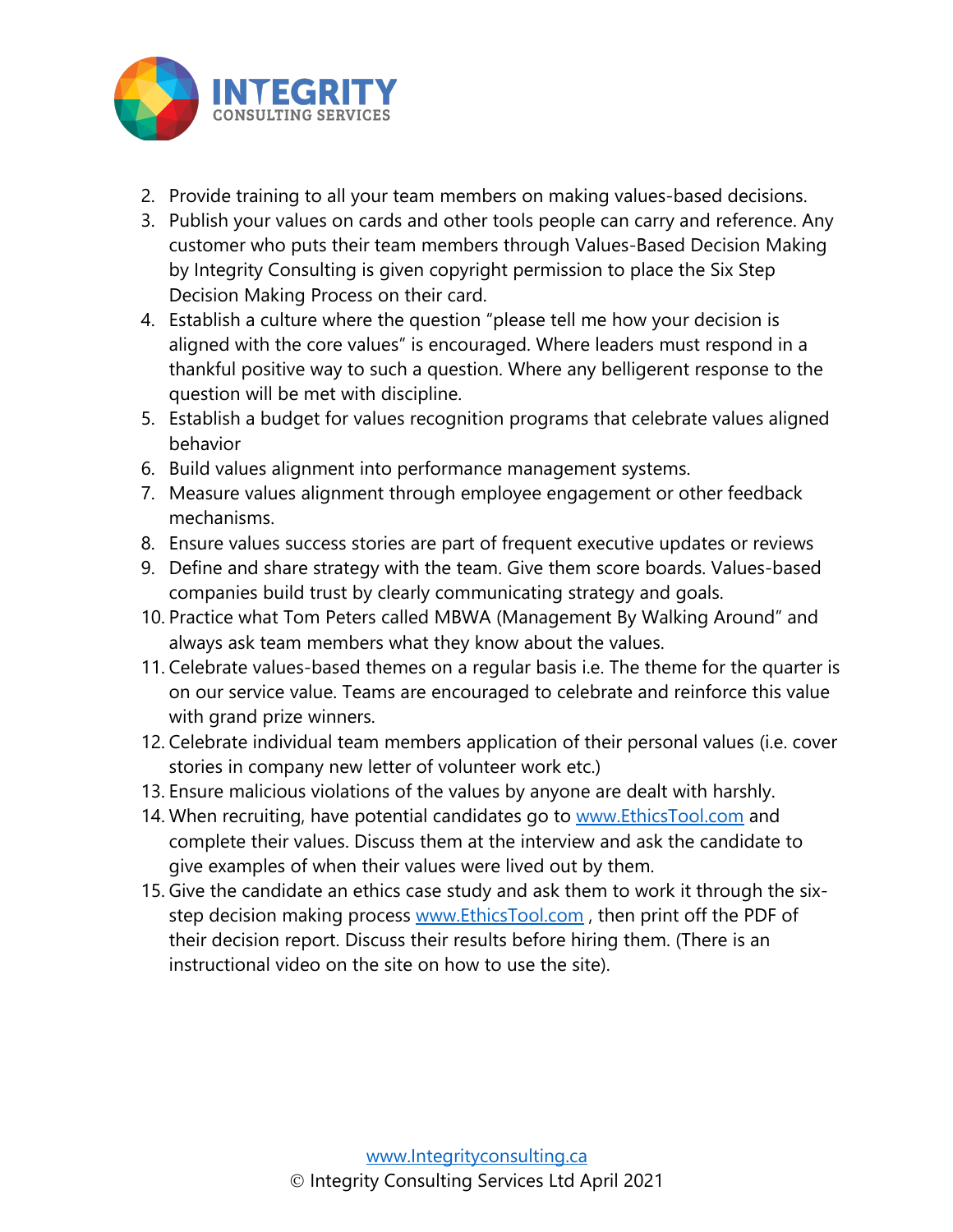2. Provide training to all your team members on making values-based decisions.
3. Publish your values on cards and other tools people can carry and reference. Any customer who puts their team members through Values-Based Decision Making by Integrity Consulting is given copyright permission to place the Six Step Decision Making Process on their card.
4. Establish a culture where the question "please tell me how your decision is aligned with the core values" is encouraged. Where leaders must respond in a thankful positive way to such a question. Where any belligerent response to the question will be met with discipline.
5. Establish a budget for values recognition programs that celebrate values aligned behavior
6. Build values alignment into performance management systems.
7. Measure values alignment through employee engagement or other feedback mechanisms.
8. Ensure values success stories are part of frequent executive updates or reviews
9. Define and share strategy with the team. Give them score boards. Values-based companies build trust by clearly communicating strategy and goals.
10. Practice what Tom Peters called MBWA (Management By Walking Around" and always ask team members what they know about the values.
11. Celebrate values-based themes on a regular basis i.e. The theme for the quarter is on our service value. Teams are encouraged to celebrate and reinforce this value with grand prize winners.
12. Celebrate individual team members application of their personal values (i.e. cover stories in company new letter of volunteer work etc.)
13. Ensure malicious violations of the values by anyone are dealt with harshly.
14. When recruiting, have potential candidates go to www.EthicsTool.com and complete their values. Discuss them at the interview and ask the candidate to give examples of when their values were lived out by them.
15. Give the candidate an ethics case study and ask them to work it through the six-step decision making process www.EthicsTool.com , then print off the PDF of their decision report. Discuss their results before hiring them. (There is an instructional video on the site on how to use the site).